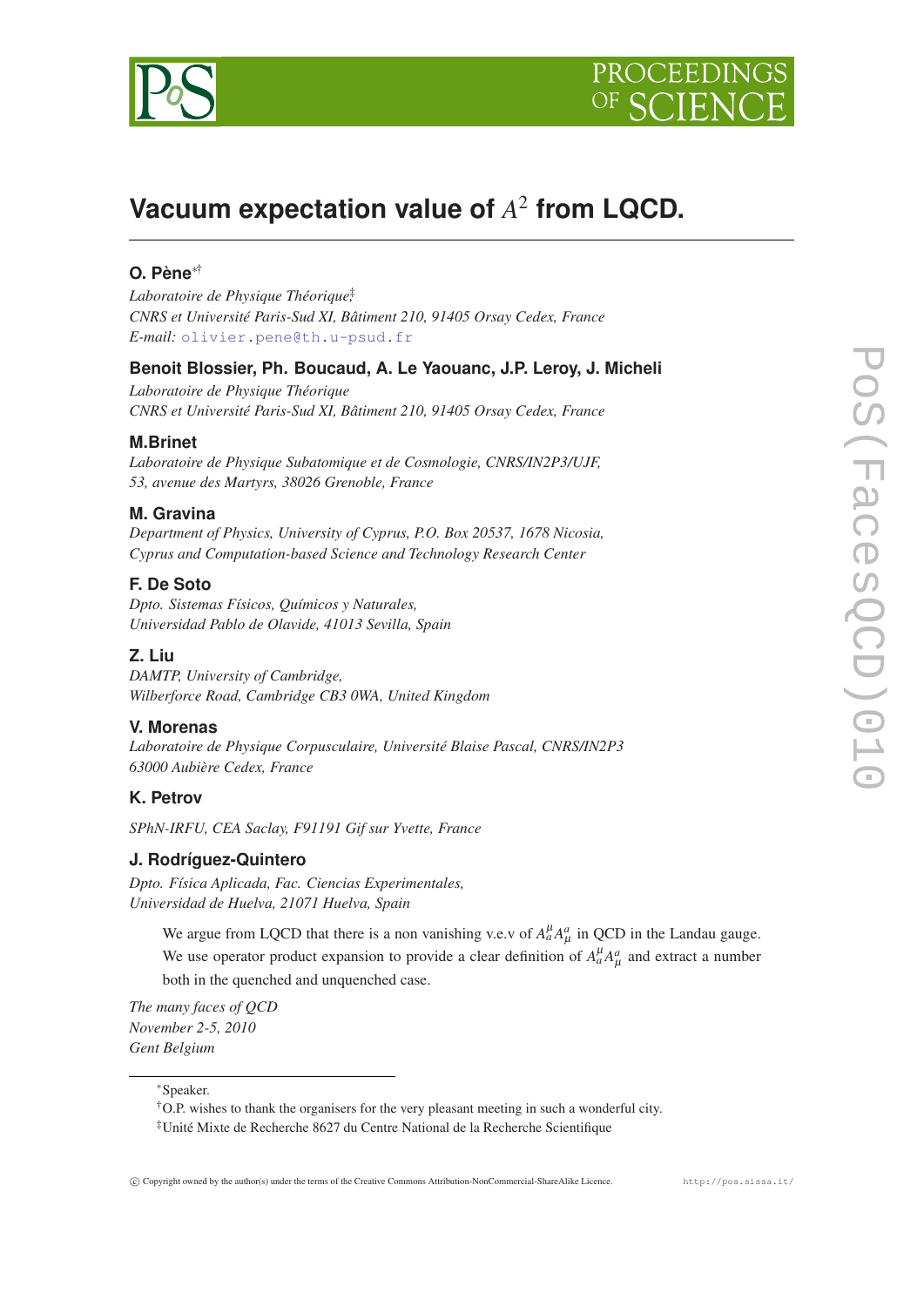# Vacuum expectation value of $A^2$ from LQCD.

**O. Pène**[*][†]

*Laboratoire de Physique Théorique*[‡]
*CNRS et Université Paris-Sud XI, Bâtiment 210, 91405 Orsay Cedex, France*
*E-mail:* olivier.pene@th.u-psud.fr

**Benoit Blossier, Ph. Boucaud, A. Le Yaouanc, J.P. Leroy, J. Micheli**

*Laboratoire de Physique Théorique*
*CNRS et Université Paris-Sud XI, Bâtiment 210, 91405 Orsay Cedex, France*

**M.Brinet**

*Laboratoire de Physique Subatomique et de Cosmologie, CNRS/IN2P3/UJF,*
*53, avenue des Martyrs, 38026 Grenoble, France*

**M. Gravina**

*Department of Physics, University of Cyprus, P.O. Box 20537, 1678 Nicosia,*
*Cyprus and Computation-based Science and Technology Research Center*

**F. De Soto**

*Dpto. Sistemas Físicos, Químicos y Naturales,*
*Universidad Pablo de Olavide, 41013 Sevilla, Spain*

**Z. Liu**

*DAMTP, University of Cambridge,*
*Wilberforce Road, Cambridge CB3 0WA, United Kingdom*

**V. Morenas**

*Laboratoire de Physique Corpusculaire, Université Blaise Pascal, CNRS/IN2P3*
*63000 Aubière Cedex, France*

**K. Petrov**

*SPhN-IRFU, CEA Saclay, F91191 Gif sur Yvette, France*

**J. Rodríguez-Quintero**

*Dpto. Física Aplicada, Fac. Ciencias Experimentales,*
*Universidad de Huelva, 21071 Huelva, Spain*

We argue from LQCD that there is a non vanishing v.e.v of $A^\mu_a A^a_\mu$ in QCD in the Landau gauge. We use operator product expansion to provide a clear definition of $A^\mu_a A^a_\mu$ and extract a number both in the quenched and unquenched case.

*The many faces of QCD*
*November 2-5, 2010*
*Gent Belgium*

---

[*] Speaker.

[†] O.P. wishes to thank the organisers for the very pleasant meeting in such a wonderful city.

[‡] Unité Mixte de Recherche 8627 du Centre National de la Recherche Scientifique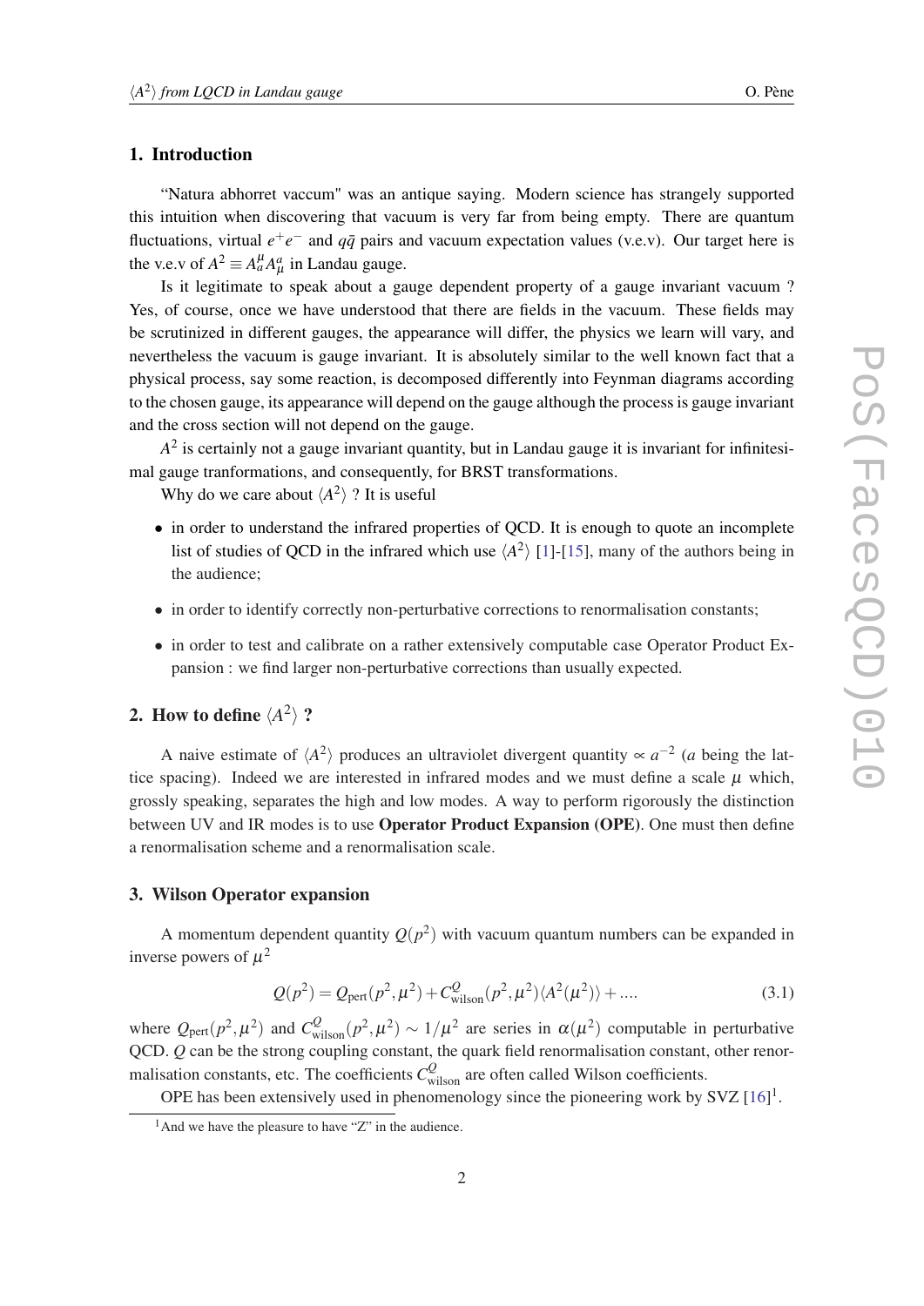## 1. Introduction

"Natura abhorret vaccum" was an antique saying. Modern science has strangely supported this intuition when discovering that vacuum is very far from being empty. There are quantum fluctuations, virtual $e^+e^-$ and $q\bar{q}$ pairs and vacuum expectation values (v.e.v). Our target here is the v.e.v of $A^2 \equiv A_a^\mu A_\mu^a$ in Landau gauge.

Is it legitimate to speak about a gauge dependent property of a gauge invariant vacuum ? Yes, of course, once we have understood that there are fields in the vacuum. These fields may be scrutinized in different gauges, the appearance will differ, the physics we learn will vary, and nevertheless the vacuum is gauge invariant. It is absolutely similar to the well known fact that a physical process, say some reaction, is decomposed differently into Feynman diagrams according to the chosen gauge, its appearance will depend on the gauge although the process is gauge invariant and the cross section will not depend on the gauge.

$A^2$ is certainly not a gauge invariant quantity, but in Landau gauge it is invariant for infinitesimal gauge tranformations, and consequently, for BRST transformations.

Why do we care about $\langle A^2 \rangle$ ? It is useful

- in order to understand the infrared properties of QCD. It is enough to quote an incomplete list of studies of QCD in the infrared which use $\langle A^2 \rangle$ [1]-[15], many of the authors being in the audience;
- in order to identify correctly non-perturbative corrections to renormalisation constants;
- in order to test and calibrate on a rather extensively computable case Operator Product Expansion : we find larger non-perturbative corrections than usually expected.

## 2. How to define $\langle A^2 \rangle$ ?

A naive estimate of $\langle A^2 \rangle$ produces an ultraviolet divergent quantity $\propto a^{-2}$ ($a$ being the lattice spacing). Indeed we are interested in infrared modes and we must define a scale $\mu$ which, grossly speaking, separates the high and low modes. A way to perform rigorously the distinction between UV and IR modes is to use **Operator Product Expansion (OPE)**. One must then define a renormalisation scheme and a renormalisation scale.

## 3. Wilson Operator expansion

A momentum dependent quantity $Q(p^2)$ with vacuum quantum numbers can be expanded in inverse powers of $\mu^2$

$$Q(p^2) = Q_{\rm pert}(p^2, \mu^2) + C^Q_{\rm wilson}(p^2, \mu^2) \langle A^2(\mu^2) \rangle + .... \tag{3.1}$$

where $Q_{\rm pert}(p^2, \mu^2)$ and $C^Q_{\rm wilson}(p^2, \mu^2) \sim 1/\mu^2$ are series in $\alpha(\mu^2)$ computable in perturbative QCD. $Q$ can be the strong coupling constant, the quark field renormalisation constant, other renormalisation constants, etc. The coefficients $C^Q_{\rm wilson}$ are often called Wilson coefficients.

OPE has been extensively used in phenomenology since the pioneering work by SVZ [16][1].

[1] And we have the pleasure to have "Z" in the audience.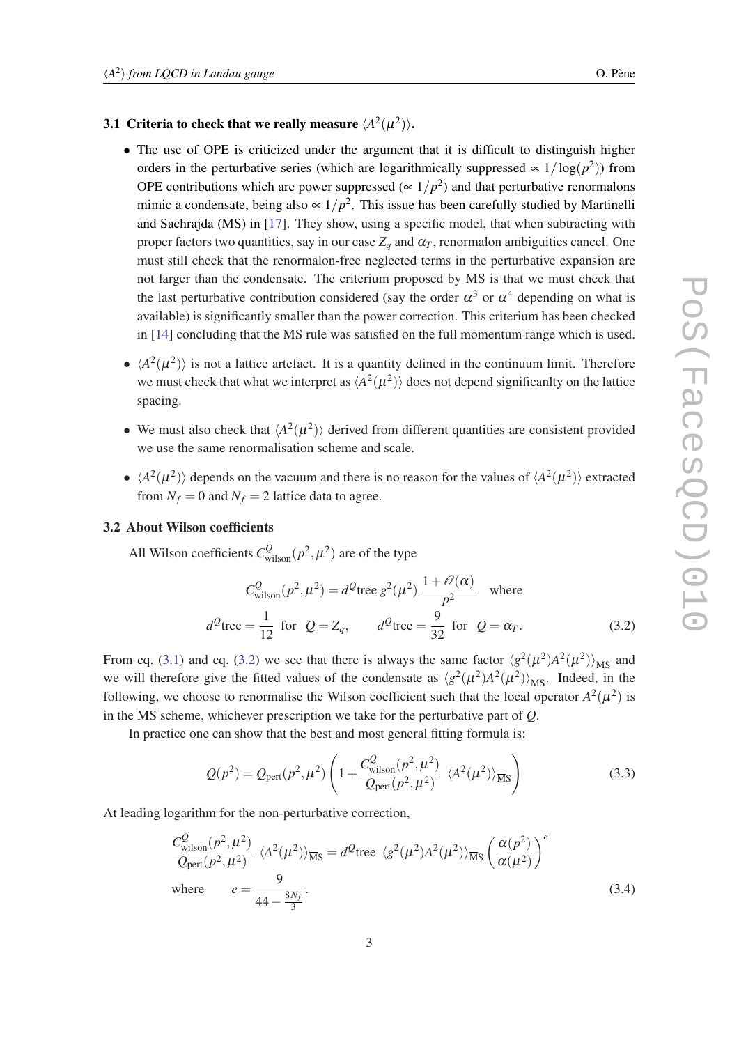### 3.1 Criteria to check that we really measure $\langle A^2(\mu^2)\rangle$.

- The use of OPE is criticized under the argument that it is difficult to distinguish higher orders in the perturbative series (which are logarithmically suppressed $\propto 1/\log(p^2)$) from OPE contributions which are power suppressed ($\propto 1/p^2$) and that perturbative renormalons mimic a condensate, being also $\propto 1/p^2$. This issue has been carefully studied by Martinelli and Sachrajda (MS) in [17]. They show, using a specific model, that when subtracting with proper factors two quantities, say in our case $Z_q$ and $\alpha_T$, renormalon ambiguities cancel. One must still check that the renormalon-free neglected terms in the perturbative expansion are not larger than the condensate. The criterium proposed by MS is that we must check that the last perturbative contribution considered (say the order $\alpha^3$ or $\alpha^4$ depending on what is available) is significantly smaller than the power correction. This criterium has been checked in [14] concluding that the MS rule was satisfied on the full momentum range which is used.
- $\langle A^2(\mu^2)\rangle$ is not a lattice artefact. It is a quantity defined in the continuum limit. Therefore we must check that what we interpret as $\langle A^2(\mu^2)\rangle$ does not depend significanlty on the lattice spacing.
- We must also check that $\langle A^2(\mu^2)\rangle$ derived from different quantities are consistent provided we use the same renormalisation scheme and scale.
- $\langle A^2(\mu^2)\rangle$ depends on the vacuum and there is no reason for the values of $\langle A^2(\mu^2)\rangle$ extracted from $N_f = 0$ and $N_f = 2$ lattice data to agree.

### 3.2 About Wilson coefficients

All Wilson coefficients $C^Q_{\rm wilson}(p^2,\mu^2)$ are of the type

$$C^Q_{\rm wilson}(p^2,\mu^2) = d^Q{\rm tree}\; g^2(\mu^2)\,\frac{1+\mathcal{O}(\alpha)}{p^2} \quad \text{where}$$
$$d^Q{\rm tree} = \frac{1}{12} \;\text{ for }\; Q = Z_q, \qquad d^Q{\rm tree} = \frac{9}{32} \;\text{ for }\; Q = \alpha_T. \tag{3.2}$$

From eq. (3.1) and eq. (3.2) we see that there is always the same factor $\langle g^2(\mu^2)A^2(\mu^2)\rangle_{\overline{\rm MS}}$ and we will therefore give the fitted values of the condensate as $\langle g^2(\mu^2)A^2(\mu^2)\rangle_{\overline{\rm MS}}$. Indeed, in the following, we choose to renormalise the Wilson coefficient such that the local operator $A^2(\mu^2)$ is in the $\overline{\rm MS}$ scheme, whichever prescription we take for the perturbative part of $Q$.

In practice one can show that the best and most general fitting formula is:

$$Q(p^2) = Q_{\rm pert}(p^2,\mu^2)\left(1 + \frac{C^Q_{\rm wilson}(p^2,\mu^2)}{Q_{\rm pert}(p^2,\mu^2)}\;\langle A^2(\mu^2)\rangle_{\overline{\rm MS}}\right) \tag{3.3}$$

At leading logarithm for the non-perturbative correction,

$$\frac{C^Q_{\rm wilson}(p^2,\mu^2)}{Q_{\rm pert}(p^2,\mu^2)}\;\langle A^2(\mu^2)\rangle_{\overline{\rm MS}} = d^Q{\rm tree}\;\langle g^2(\mu^2)A^2(\mu^2)\rangle_{\overline{\rm MS}}\left(\frac{\alpha(p^2)}{\alpha(\mu^2)}\right)^e$$
$$\text{where} \qquad e = \frac{9}{44-\frac{8N_f}{3}}. \tag{3.4}$$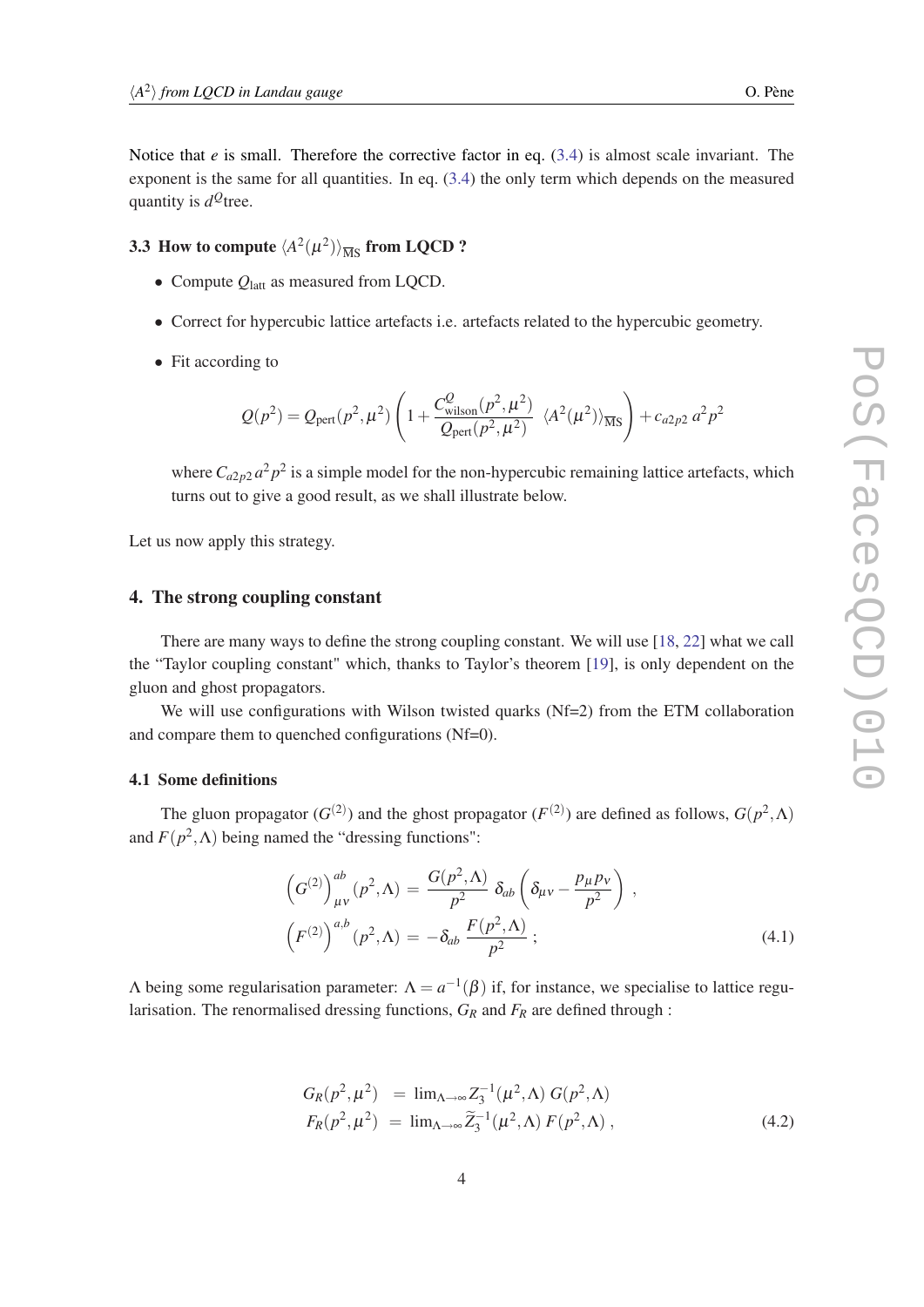Notice that $e$ is small. Therefore the corrective factor in eq. (3.4) is almost scale invariant. The exponent is the same for all quantities. In eq. (3.4) the only term which depends on the measured quantity is $d^Q$tree.

### 3.3 How to compute $\langle A^2(\mu^2)\rangle_{\overline{\rm MS}}$ from LQCD ?

- Compute $Q_{\rm latt}$ as measured from LQCD.
- Correct for hypercubic lattice artefacts i.e. artefacts related to the hypercubic geometry.
- Fit according to

$$Q(p^2) = Q_{\rm pert}(p^2,\mu^2)\left(1+\frac{C^Q_{\rm wilson}(p^2,\mu^2)}{Q_{\rm pert}(p^2,\mu^2)}\ \langle A^2(\mu^2)\rangle_{\overline{\rm MS}}\right) + c_{a2p2}\ a^2 p^2$$

  where $C_{a2p2}\,a^2p^2$ is a simple model for the non-hypercubic remaining lattice artefacts, which turns out to give a good result, as we shall illustrate below.

Let us now apply this strategy.

## 4. The strong coupling constant

There are many ways to define the strong coupling constant. We will use [18, 22] what we call the "Taylor coupling constant" which, thanks to Taylor's theorem [19], is only dependent on the gluon and ghost propagators.

We will use configurations with Wilson twisted quarks (Nf=2) from the ETM collaboration and compare them to quenched configurations (Nf=0).

### 4.1 Some definitions

The gluon propagator ($G^{(2)}$) and the ghost propagator ($F^{(2)}$) are defined as follows, $G(p^2,\Lambda)$ and $F(p^2,\Lambda)$ being named the "dressing functions":

$$\begin{aligned}
\left(G^{(2)}\right)^{ab}_{\mu\nu}(p^2,\Lambda) &= \frac{G(p^2,\Lambda)}{p^2}\ \delta_{ab}\left(\delta_{\mu\nu}-\frac{p_\mu p_\nu}{p^2}\right)\ , \\
\left(F^{(2)}\right)^{a,b}(p^2,\Lambda) &= -\delta_{ab}\ \frac{F(p^2,\Lambda)}{p^2}\ ;
\end{aligned} \tag{4.1}$$

$\Lambda$ being some regularisation parameter: $\Lambda = a^{-1}(\beta)$ if, for instance, we specialise to lattice regularisation. The renormalised dressing functions, $G_R$ and $F_R$ are defined through :

$$\begin{aligned}
G_R(p^2,\mu^2) &= \lim_{\Lambda\to\infty} Z_3^{-1}(\mu^2,\Lambda)\ G(p^2,\Lambda) \\
F_R(p^2,\mu^2) &= \lim_{\Lambda\to\infty} \widetilde{Z}_3^{-1}(\mu^2,\Lambda)\ F(p^2,\Lambda)\ ,
\end{aligned} \tag{4.2}$$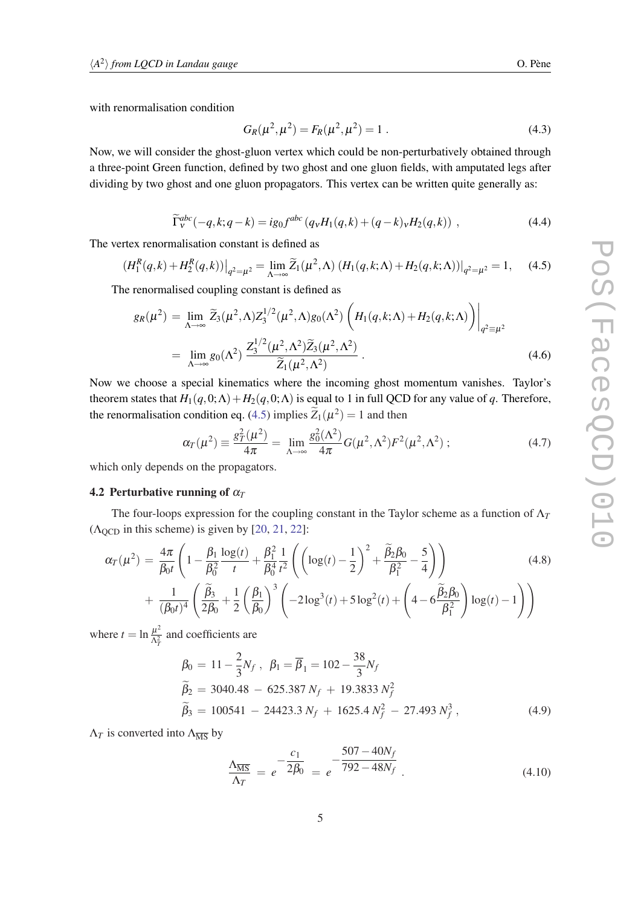with renormalisation condition

$$G_R(\mu^2,\mu^2) = F_R(\mu^2,\mu^2) = 1 \; . \tag{4.3}$$

Now, we will consider the ghost-gluon vertex which could be non-perturbatively obtained through a three-point Green function, defined by two ghost and one gluon fields, with amputated legs after dividing by two ghost and one gluon propagators. This vertex can be written quite generally as:

$$\widetilde{\Gamma}^{abc}_\nu(-q,k;q-k) = i g_0 f^{abc} \left( q_\nu H_1(q,k) + (q-k)_\nu H_2(q,k) \right) \; , \tag{4.4}$$

The vertex renormalisation constant is defined as

$$\left(H_1^R(q,k) + H_2^R(q,k)\right)\Big|_{q^2=\mu^2} = \lim_{\Lambda\to\infty} \widetilde{Z}_1(\mu^2,\Lambda) \left(H_1(q,k;\Lambda) + H_2(q,k;\Lambda)\right)\Big|_{q^2=\mu^2} = 1, \tag{4.5}$$

The renormalised coupling constant is defined as

$$\begin{aligned} g_R(\mu^2) &= \lim_{\Lambda\to\infty} \widetilde{Z}_3(\mu^2,\Lambda) Z_3^{1/2}(\mu^2,\Lambda) g_0(\Lambda^2) \left( H_1(q,k;\Lambda) + H_2(q,k;\Lambda) \right)\Bigg|_{q^2\equiv\mu^2} \\ &= \lim_{\Lambda\to\infty} g_0(\Lambda^2) \, \frac{Z_3^{1/2}(\mu^2,\Lambda^2)\widetilde{Z}_3(\mu^2,\Lambda^2)}{\widetilde{Z}_1(\mu^2,\Lambda^2)} \; . \end{aligned} \tag{4.6}$$

Now we choose a special kinematics where the incoming ghost momentum vanishes. Taylor's theorem states that $H_1(q,0;\Lambda) + H_2(q,0;\Lambda)$ is equal to 1 in full QCD for any value of $q$. Therefore, the renormalisation condition eq. (4.5) implies $\widetilde{Z}_1(\mu^2) = 1$ and then

$$\alpha_T(\mu^2) \equiv \frac{g_T^2(\mu^2)}{4\pi} = \lim_{\Lambda\to\infty} \frac{g_0^2(\Lambda^2)}{4\pi} G(\mu^2,\Lambda^2) F^2(\mu^2,\Lambda^2) \; ; \tag{4.7}$$

which only depends on the propagators.

### 4.2 Perturbative running of $\alpha_T$

The four-loops expression for the coupling constant in the Taylor scheme as a function of $\Lambda_T$ ($\Lambda_{\rm QCD}$ in this scheme) is given by [20, 21, 22]:

$$\begin{aligned} \alpha_T(\mu^2) &= \frac{4\pi}{\beta_0 t} \left( 1 - \frac{\beta_1}{\beta_0^2} \frac{\log(t)}{t} + \frac{\beta_1^2}{\beta_0^4} \frac{1}{t^2} \left( \left( \log(t) - \frac{1}{2} \right)^2 + \frac{\widetilde{\beta}_2 \beta_0}{\beta_1^2} - \frac{5}{4} \right) \right) \\ &+ \frac{1}{(\beta_0 t)^4} \left( \frac{\widetilde{\beta}_3}{2\beta_0} + \frac{1}{2} \left( \frac{\beta_1}{\beta_0} \right)^3 \left( -2\log^3(t) + 5\log^2(t) + \left( 4 - 6\frac{\widetilde{\beta}_2\beta_0}{\beta_1^2} \right) \log(t) - 1 \right) \right) \end{aligned} \tag{4.8}$$

where $t = \ln \frac{\mu^2}{\Lambda_T^2}$ and coefficients are

$$\begin{aligned} \beta_0 &= 11 - \frac{2}{3} N_f \; , \;\; \beta_1 = \overline{\beta}_1 = 102 - \frac{38}{3} N_f \\ \widetilde{\beta}_2 &= 3040.48 \; - \; 625.387 \, N_f \; + \; 19.3833 \, N_f^2 \\ \widetilde{\beta}_3 &= 100541 \; - \; 24423.3 \, N_f \; + \; 1625.4 \, N_f^2 \; - \; 27.493 \, N_f^3 \; , \end{aligned} \tag{4.9}$$

$\Lambda_T$ is converted into $\Lambda_{\overline{\rm MS}}$ by

$$\frac{\Lambda_{\overline{\rm MS}}}{\Lambda_T} = e^{-\frac{c_1}{2\beta_0}} = e^{-\frac{507-40N_f}{792-48N_f}} \; . \tag{4.10}$$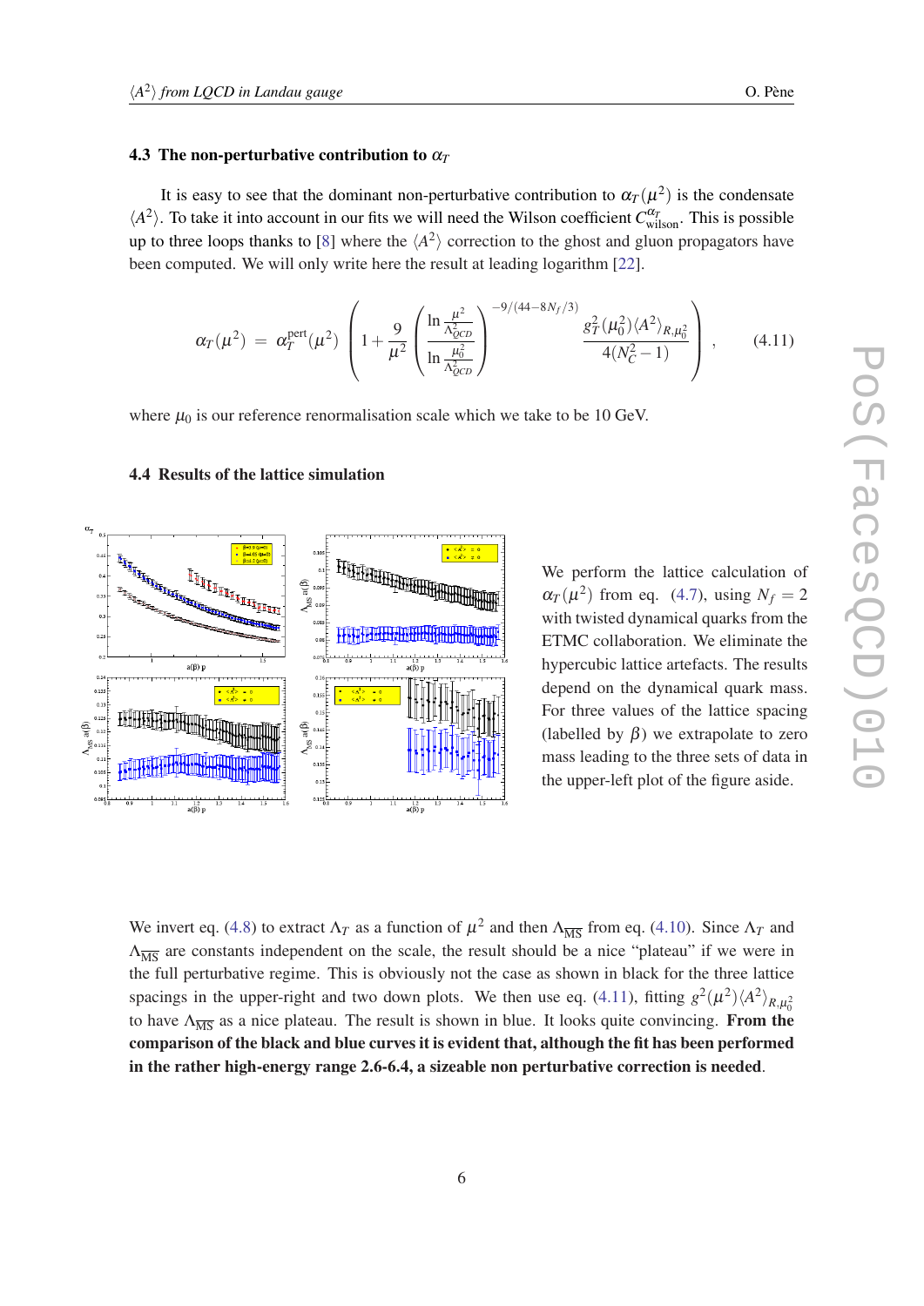### 4.3 The non-perturbative contribution to $\alpha_T$

It is easy to see that the dominant non-perturbative contribution to $\alpha_T(\mu^2)$ is the condensate $\langle A^2 \rangle$. To take it into account in our fits we will need the Wilson coefficient $C^{\alpha_T}_{\rm wilson}$. This is possible up to three loops thanks to [8] where the $\langle A^2 \rangle$ correction to the ghost and gluon propagators have been computed. We will only write here the result at leading logarithm [22].

$$
\alpha_T(\mu^2) \; = \; \alpha_T^{\rm pert}(\mu^2) \left( 1 + \frac{9}{\mu^2} \left( \frac{\ln \frac{\mu^2}{\Lambda^2_{QCD}}}{\ln \frac{\mu_0^2}{\Lambda^2_{QCD}}} \right)^{-9/(44-8N_f/3)} \frac{g_T^2(\mu_0^2)\langle A^2 \rangle_{R,\mu_0^2}}{4(N_C^2-1)} \right) , \qquad (4.11)
$$

where $\mu_0$ is our reference renormalisation scale which we take to be 10 GeV.

### 4.4 Results of the lattice simulation

We perform the lattice calculation of $\alpha_T(\mu^2)$ from eq. (4.7), using $N_f = 2$ with twisted dynamical quarks from the ETMC collaboration. We eliminate the hypercubic lattice artefacts. The results depend on the dynamical quark mass. For three values of the lattice spacing (labelled by $\beta$) we extrapolate to zero mass leading to the three sets of data in the upper-left plot of the figure aside.

We invert eq. (4.8) to extract $\Lambda_T$ as a function of $\mu^2$ and then $\Lambda_{\overline{\rm MS}}$ from eq. (4.10). Since $\Lambda_T$ and $\Lambda_{\overline{\rm MS}}$ are constants independent on the scale, the result should be a nice "plateau" if we were in the full perturbative regime. This is obviously not the case as shown in black for the three lattice spacings in the upper-right and two down plots. We then use eq. (4.11), fitting $g^2(\mu^2)\langle A^2 \rangle_{R,\mu_0^2}$ to have $\Lambda_{\overline{\rm MS}}$ as a nice plateau. The result is shown in blue. It looks quite convincing. **From the comparison of the black and blue curves it is evident that, although the fit has been performed in the rather high-energy range 2.6-6.4, a sizeable non perturbative correction is needed**.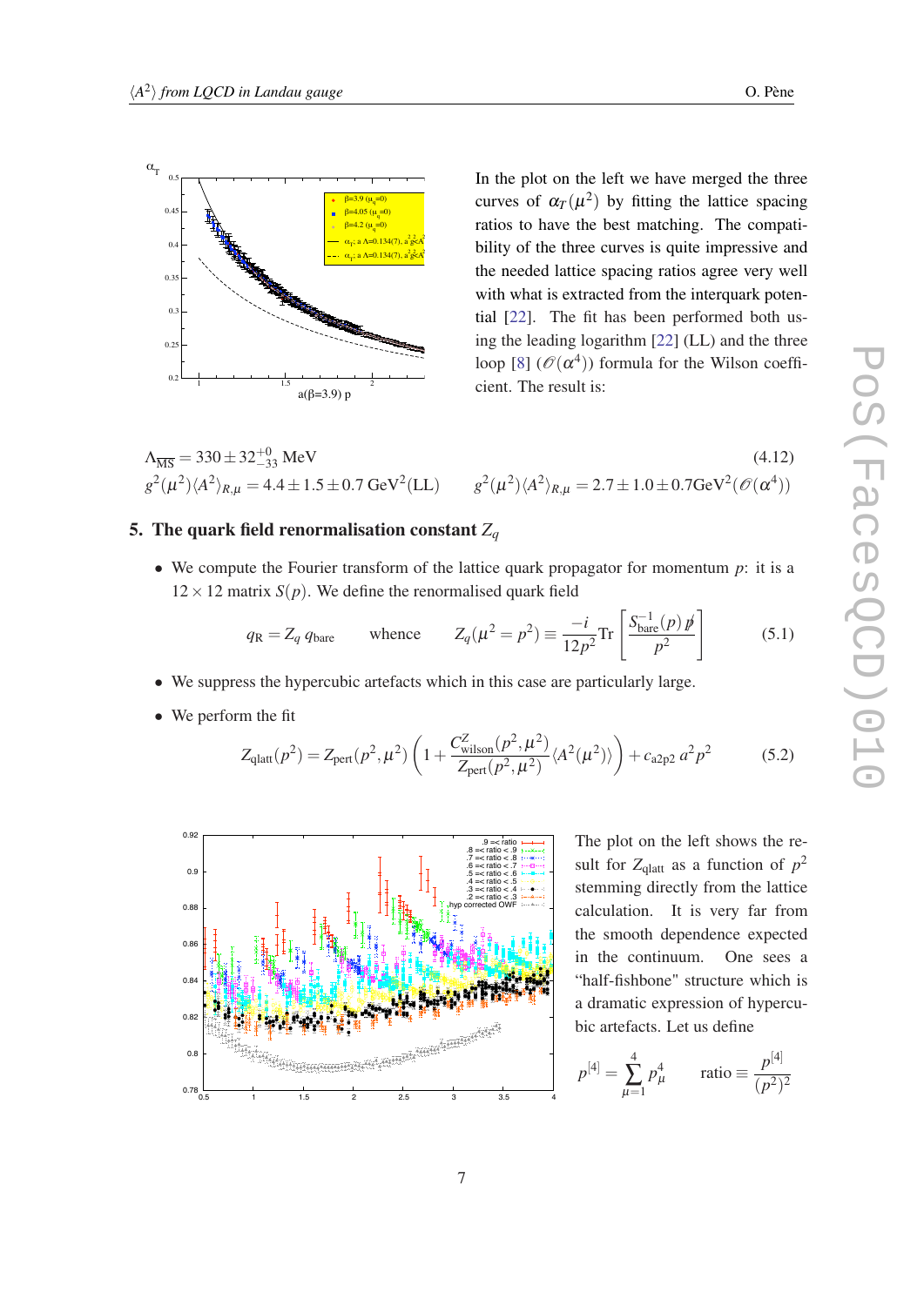In the plot on the left we have merged the three curves of $\alpha_T(\mu^2)$ by fitting the lattice spacing ratios to have the best matching. The compatibility of the three curves is quite impressive and the needed lattice spacing ratios agree very well with what is extracted from the interquark potential [22]. The fit has been performed both using the leading logarithm [22] (LL) and the three loop [8] ($\mathscr{O}(\alpha^4)$) formula for the Wilson coefficient. The result is:

$$\Lambda_{\overline{\rm MS}} = 330 \pm 32^{+0}_{-33}\ \text{MeV} \tag{4.12}$$

$$g^2(\mu^2)\langle A^2\rangle_{R,\mu} = 4.4 \pm 1.5 \pm 0.7\ \text{GeV}^2(\text{LL}) \qquad g^2(\mu^2)\langle A^2\rangle_{R,\mu} = 2.7 \pm 1.0 \pm 0.7\text{GeV}^2(\mathscr{O}(\alpha^4))$$

## 5. The quark field renormalisation constant $Z_q$

- We compute the Fourier transform of the lattice quark propagator for momentum $p$: it is a $12\times 12$ matrix $S(p)$. We define the renormalised quark field

$$q_{\rm R} = Z_q\, q_{\rm bare} \qquad \text{whence} \qquad Z_q(\mu^2 = p^2) \equiv \frac{-i}{12p^2}\text{Tr}\left[\frac{S^{-1}_{\rm bare}(p)\,\not{p}}{p^2}\right] \tag{5.1}$$

- We suppress the hypercubic artefacts which in this case are particularly large.
- We perform the fit

$$Z_{\rm qlatt}(p^2) = Z_{\rm pert}(p^2,\mu^2)\left(1 + \frac{C^Z_{\rm wilson}(p^2,\mu^2)}{Z_{\rm pert}(p^2,\mu^2)}\langle A^2(\mu^2)\rangle\right) + c_{\rm a2p2}\, a^2 p^2 \tag{5.2}$$

The plot on the left shows the result for $Z_{\rm qlatt}$ as a function of $p^2$ stemming directly from the lattice calculation. It is very far from the smooth dependence expected in the continuum. One sees a "half-fishbone" structure which is a dramatic expression of hypercubic artefacts. Let us define

$$p^{[4]} = \sum_{\mu=1}^{4} p_\mu^4 \qquad \text{ratio} \equiv \frac{p^{[4]}}{(p^2)^2}$$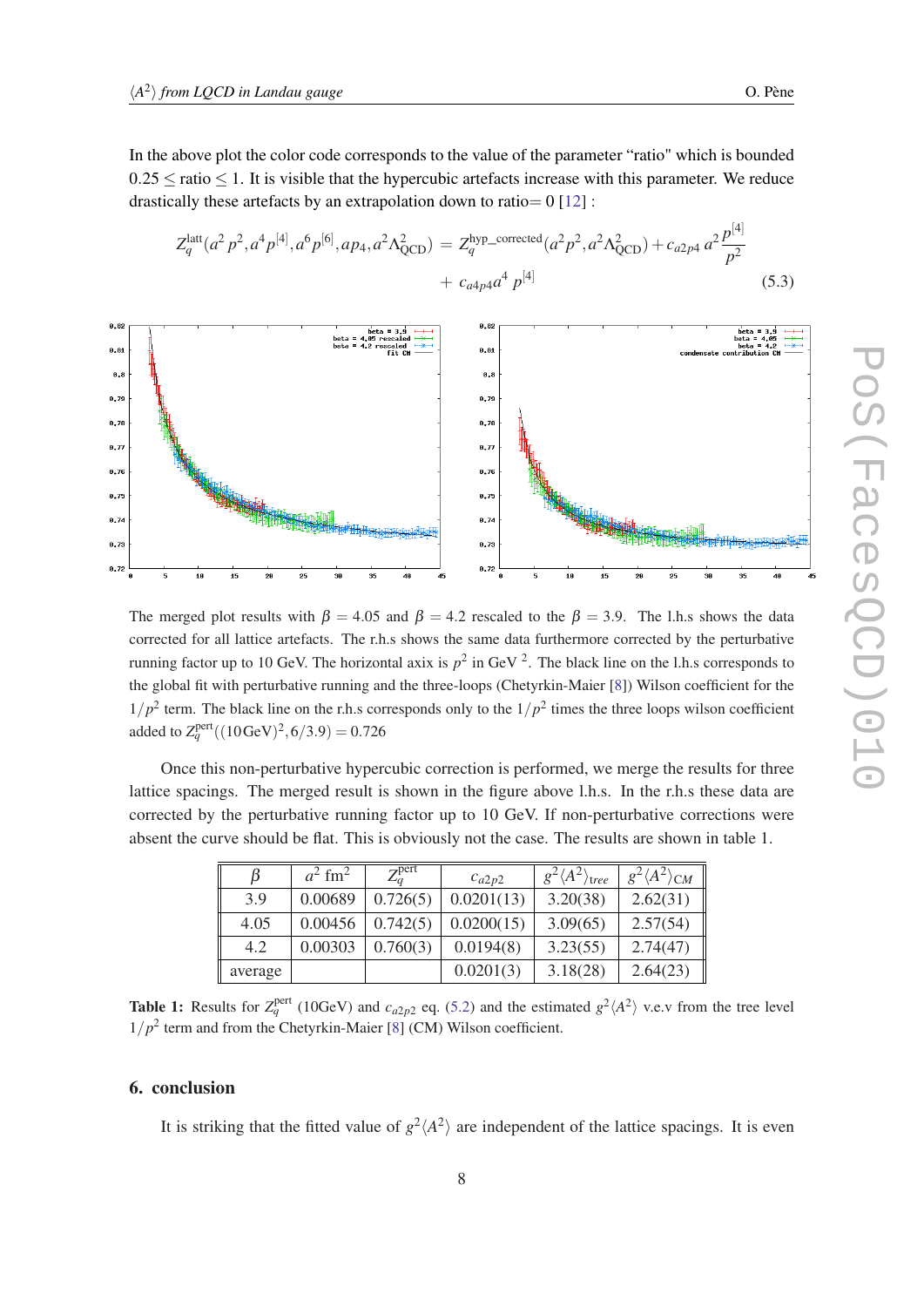In the above plot the color code corresponds to the value of the parameter “ratio" which is bounded $0.25 \leq \text{ratio} \leq 1$. It is visible that the hypercubic artefacts increase with this parameter. We reduce drastically these artefacts by an extrapolation down to ratio$= 0$ [12] :

$$Z_q^{\rm latt}(a^2\,p^2, a^4 p^{[4]}, a^6 p^{[6]}, ap_4, a^2\Lambda_{\rm QCD}^2) = Z_q^{\rm hyp\_corrected}(a^2 p^2, a^2\Lambda_{\rm QCD}^2) + c_{a2p4}\, a^2 \frac{p^{[4]}}{p^2} + c_{a4p4} a^4\, p^{[4]} \tag{5.3}$$

The merged plot results with $\beta = 4.05$ and $\beta = 4.2$ rescaled to the $\beta = 3.9$. The l.h.s shows the data corrected for all lattice artefacts. The r.h.s shows the same data furthermore corrected by the perturbative running factor up to 10 GeV. The horizontal axix is $p^2$ in GeV $^2$. The black line on the l.h.s corresponds to the global fit with perturbative running and the three-loops (Chetyrkin-Maier [8]) Wilson coefficient for the $1/p^2$ term. The black line on the r.h.s corresponds only to the $1/p^2$ times the three loops wilson coefficient added to $Z_q^{\rm pert}((10\,{\rm GeV})^2, 6/3.9) = 0.726$

Once this non-perturbative hypercubic correction is performed, we merge the results for three lattice spacings. The merged result is shown in the figure above l.h.s. In the r.h.s these data are corrected by the perturbative running factor up to 10 GeV. If non-perturbative corrections were absent the curve should be flat. This is obviously not the case. The results are shown in table 1.

| $\beta$ | $a^2$ fm$^2$ | $Z_q^{\rm pert}$ | $c_{a2p2}$ | $g^2\langle A^2\rangle_{tree}$ | $g^2\langle A^2\rangle_{CM}$ |
|---|---|---|---|---|---|
| 3.9 | 0.00689 | 0.726(5) | 0.0201(13) | 3.20(38) | 2.62(31) |
| 4.05 | 0.00456 | 0.742(5) | 0.0200(15) | 3.09(65) | 2.57(54) |
| 4.2 | 0.00303 | 0.760(3) | 0.0194(8) | 3.23(55) | 2.74(47) |
| average | | | 0.0201(3) | 3.18(28) | 2.64(23) |

**Table 1:** Results for $Z_q^{\rm pert}$ (10GeV) and $c_{a2p2}$ eq. (5.2) and the estimated $g^2\langle A^2\rangle$ v.e.v from the tree level $1/p^2$ term and from the Chetyrkin-Maier [8] (CM) Wilson coefficient.

## 6. conclusion

It is striking that the fitted value of $g^2\langle A^2\rangle$ are independent of the lattice spacings. It is even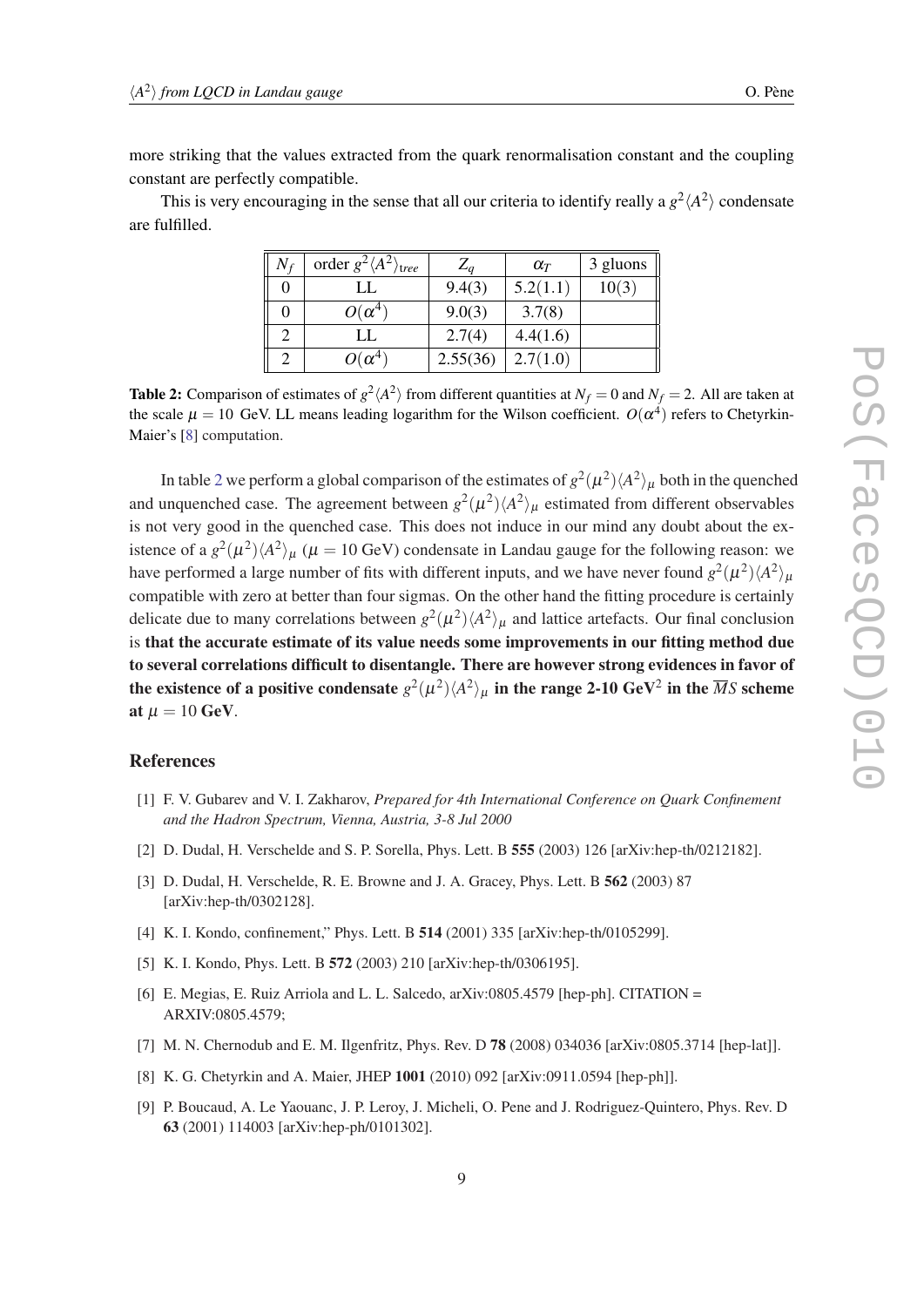more striking that the values extracted from the quark renormalisation constant and the coupling constant are perfectly compatible.

This is very encouraging in the sense that all our criteria to identify really a $g^2\langle A^2\rangle$ condensate are fulfilled.

| $N_f$ | order $g^2\langle A^2\rangle_{tree}$ | $Z_q$ | $\alpha_T$ | 3 gluons |
|---|---|---|---|---|
| 0 | LL | 9.4(3) | 5.2(1.1) | 10(3) |
| 0 | $O(\alpha^4)$ | 9.0(3) | 3.7(8) | |
| 2 | LL | 2.7(4) | 4.4(1.6) | |
| 2 | $O(\alpha^4)$ | 2.55(36) | 2.7(1.0) | |

**Table 2:** Comparison of estimates of $g^2\langle A^2\rangle$ from different quantities at $N_f = 0$ and $N_f = 2$. All are taken at the scale $\mu = 10$ GeV. LL means leading logarithm for the Wilson coefficient. $O(\alpha^4)$ refers to Chetyrkin-Maier's [8] computation.

In table 2 we perform a global comparison of the estimates of $g^2(\mu^2)\langle A^2\rangle_\mu$ both in the quenched and unquenched case. The agreement between $g^2(\mu^2)\langle A^2\rangle_\mu$ estimated from different observables is not very good in the quenched case. This does not induce in our mind any doubt about the existence of a $g^2(\mu^2)\langle A^2\rangle_\mu$ ($\mu = 10$ GeV) condensate in Landau gauge for the following reason: we have performed a large number of fits with different inputs, and we have never found $g^2(\mu^2)\langle A^2\rangle_\mu$ compatible with zero at better than four sigmas. On the other hand the fitting procedure is certainly delicate due to many correlations between $g^2(\mu^2)\langle A^2\rangle_\mu$ and lattice artefacts. Our final conclusion is **that the accurate estimate of its value needs some improvements in our fitting method due to several correlations difficult to disentangle. There are however strong evidences in favor of the existence of a positive condensate $g^2(\mu^2)\langle A^2\rangle_\mu$ in the range 2-10 GeV$^2$ in the $\overline{MS}$ scheme at $\mu = 10$ GeV.**

## References

[1] F. V. Gubarev and V. I. Zakharov, *Prepared for 4th International Conference on Quark Confinement and the Hadron Spectrum, Vienna, Austria, 3-8 Jul 2000*

[2] D. Dudal, H. Verschelde and S. P. Sorella, Phys. Lett. B **555** (2003) 126 [arXiv:hep-th/0212182].

[3] D. Dudal, H. Verschelde, R. E. Browne and J. A. Gracey, Phys. Lett. B **562** (2003) 87 [arXiv:hep-th/0302128].

[4] K. I. Kondo, confinement," Phys. Lett. B **514** (2001) 335 [arXiv:hep-th/0105299].

[5] K. I. Kondo, Phys. Lett. B **572** (2003) 210 [arXiv:hep-th/0306195].

[6] E. Megias, E. Ruiz Arriola and L. L. Salcedo, arXiv:0805.4579 [hep-ph]. CITATION = ARXIV:0805.4579;

[7] M. N. Chernodub and E. M. Ilgenfritz, Phys. Rev. D **78** (2008) 034036 [arXiv:0805.3714 [hep-lat]].

[8] K. G. Chetyrkin and A. Maier, JHEP **1001** (2010) 092 [arXiv:0911.0594 [hep-ph]].

[9] P. Boucaud, A. Le Yaouanc, J. P. Leroy, J. Micheli, O. Pene and J. Rodriguez-Quintero, Phys. Rev. D **63** (2001) 114003 [arXiv:hep-ph/0101302].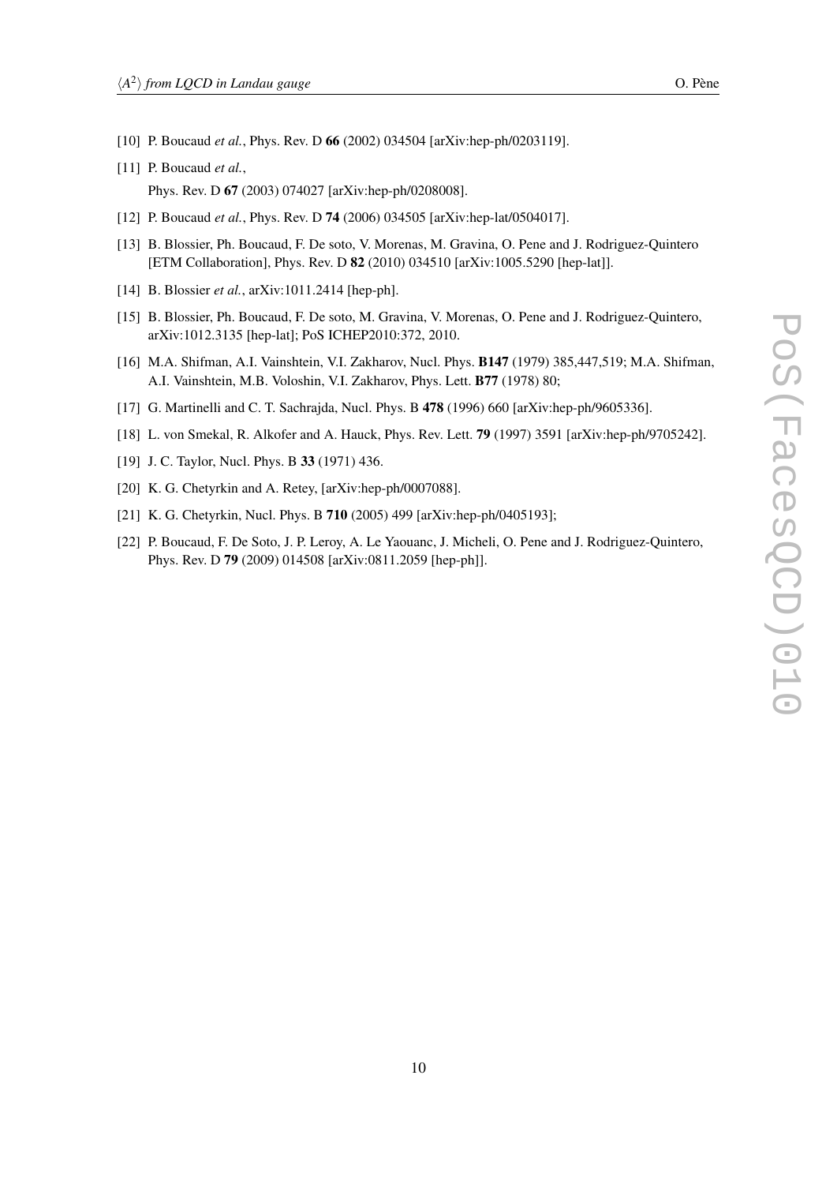[10] P. Boucaud *et al.*, Phys. Rev. D **66** (2002) 034504 [arXiv:hep-ph/0203119].

[11] P. Boucaud *et al.*,
Phys. Rev. D **67** (2003) 074027 [arXiv:hep-ph/0208008].

[12] P. Boucaud *et al.*, Phys. Rev. D **74** (2006) 034505 [arXiv:hep-lat/0504017].

[13] B. Blossier, Ph. Boucaud, F. De soto, V. Morenas, M. Gravina, O. Pene and J. Rodriguez-Quintero [ETM Collaboration], Phys. Rev. D **82** (2010) 034510 [arXiv:1005.5290 [hep-lat]].

[14] B. Blossier *et al.*, arXiv:1011.2414 [hep-ph].

[15] B. Blossier, Ph. Boucaud, F. De soto, M. Gravina, V. Morenas, O. Pene and J. Rodriguez-Quintero, arXiv:1012.3135 [hep-lat]; PoS ICHEP2010:372, 2010.

[16] M.A. Shifman, A.I. Vainshtein, V.I. Zakharov, Nucl. Phys. **B147** (1979) 385,447,519; M.A. Shifman, A.I. Vainshtein, M.B. Voloshin, V.I. Zakharov, Phys. Lett. **B77** (1978) 80;

[17] G. Martinelli and C. T. Sachrajda, Nucl. Phys. B **478** (1996) 660 [arXiv:hep-ph/9605336].

[18] L. von Smekal, R. Alkofer and A. Hauck, Phys. Rev. Lett. **79** (1997) 3591 [arXiv:hep-ph/9705242].

[19] J. C. Taylor, Nucl. Phys. B **33** (1971) 436.

[20] K. G. Chetyrkin and A. Retey, [arXiv:hep-ph/0007088].

[21] K. G. Chetyrkin, Nucl. Phys. B **710** (2005) 499 [arXiv:hep-ph/0405193];

[22] P. Boucaud, F. De Soto, J. P. Leroy, A. Le Yaouanc, J. Micheli, O. Pene and J. Rodriguez-Quintero, Phys. Rev. D **79** (2009) 014508 [arXiv:0811.2059 [hep-ph]].